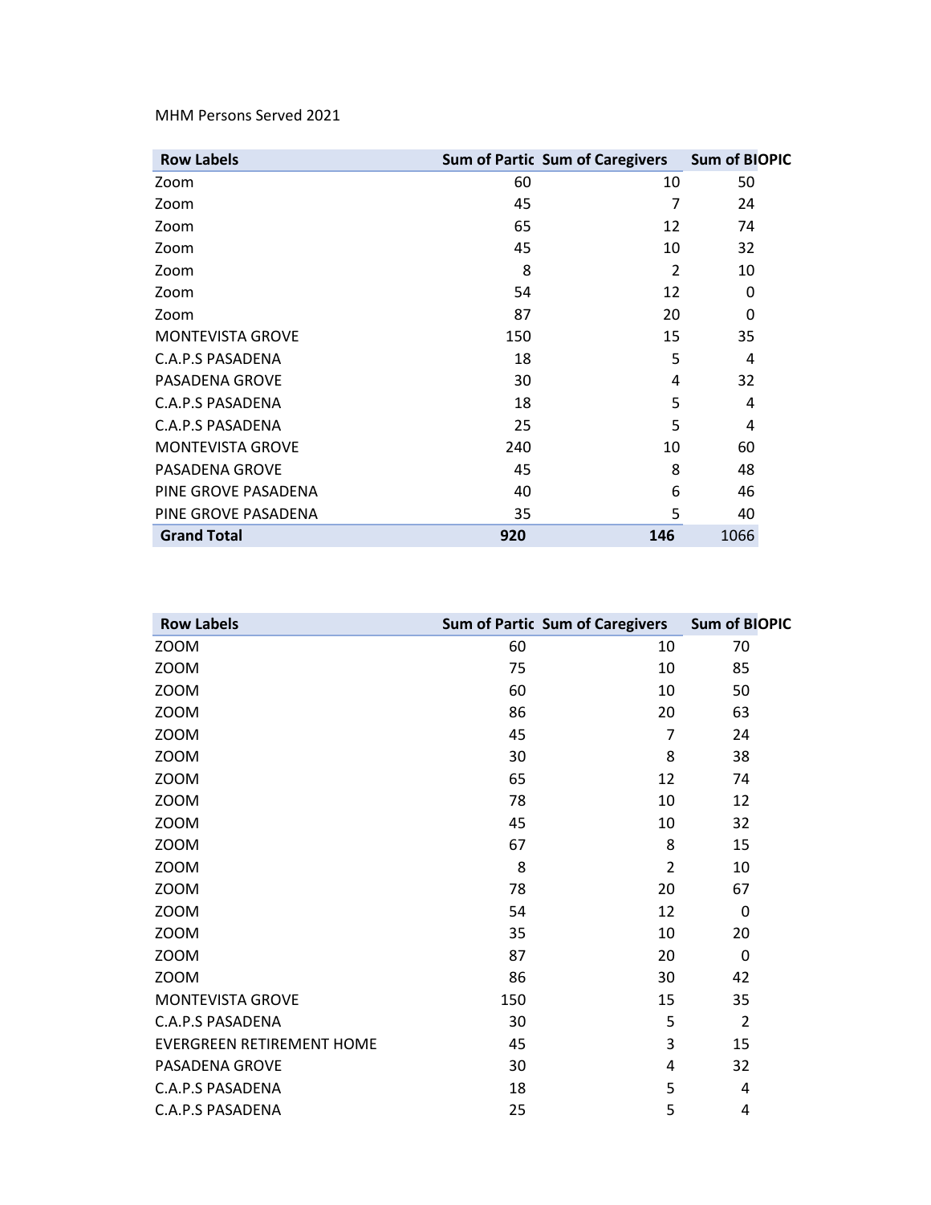MHM Persons Served 2021

| Row Labels | Sum of Partic | Sum of Caregivers | Sum of BIOPIC |
|---|---|---|---|
| Zoom | 60 | 10 | 50 |
| Zoom | 45 | 7 | 24 |
| Zoom | 65 | 12 | 74 |
| Zoom | 45 | 10 | 32 |
| Zoom | 8 | 2 | 10 |
| Zoom | 54 | 12 | 0 |
| Zoom | 87 | 20 | 0 |
| MONTEVISTA GROVE | 150 | 15 | 35 |
| C.A.P.S PASADENA | 18 | 5 | 4 |
| PASADENA GROVE | 30 | 4 | 32 |
| C.A.P.S PASADENA | 18 | 5 | 4 |
| C.A.P.S PASADENA | 25 | 5 | 4 |
| MONTEVISTA GROVE | 240 | 10 | 60 |
| PASADENA GROVE | 45 | 8 | 48 |
| PINE GROVE PASADENA | 40 | 6 | 46 |
| PINE GROVE PASADENA | 35 | 5 | 40 |
| **Grand Total** | **920** | **146** | 1066 |

| Row Labels | Sum of Partic | Sum of Caregivers | Sum of BIOPIC |
|---|---|---|---|
| ZOOM | 60 | 10 | 70 |
| ZOOM | 75 | 10 | 85 |
| ZOOM | 60 | 10 | 50 |
| ZOOM | 86 | 20 | 63 |
| ZOOM | 45 | 7 | 24 |
| ZOOM | 30 | 8 | 38 |
| ZOOM | 65 | 12 | 74 |
| ZOOM | 78 | 10 | 12 |
| ZOOM | 45 | 10 | 32 |
| ZOOM | 67 | 8 | 15 |
| ZOOM | 8 | 2 | 10 |
| ZOOM | 78 | 20 | 67 |
| ZOOM | 54 | 12 | 0 |
| ZOOM | 35 | 10 | 20 |
| ZOOM | 87 | 20 | 0 |
| ZOOM | 86 | 30 | 42 |
| MONTEVISTA GROVE | 150 | 15 | 35 |
| C.A.P.S PASADENA | 30 | 5 | 2 |
| EVERGREEN RETIREMENT HOME | 45 | 3 | 15 |
| PASADENA GROVE | 30 | 4 | 32 |
| C.A.P.S PASADENA | 18 | 5 | 4 |
| C.A.P.S PASADENA | 25 | 5 | 4 |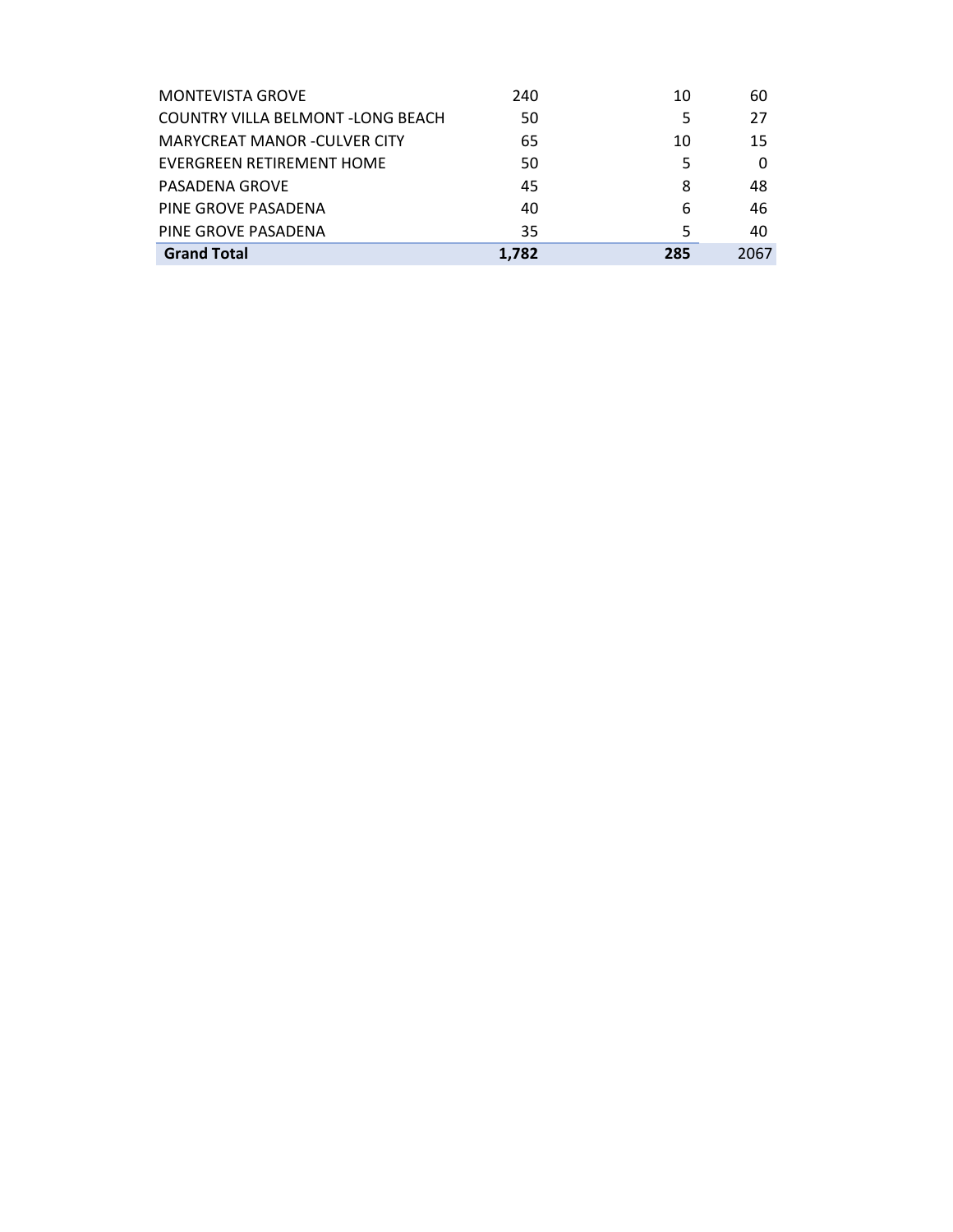| | | | |
|---|---|---|---|
| MONTEVISTA GROVE | 240 | 10 | 60 |
| COUNTRY VILLA BELMONT -LONG BEACH | 50 | 5 | 27 |
| MARYCREAT MANOR -CULVER CITY | 65 | 10 | 15 |
| EVERGREEN RETIREMENT HOME | 50 | 5 | 0 |
| PASADENA GROVE | 45 | 8 | 48 |
| PINE GROVE PASADENA | 40 | 6 | 46 |
| PINE GROVE PASADENA | 35 | 5 | 40 |
| **Grand Total** | **1,782** | **285** | 2067 |